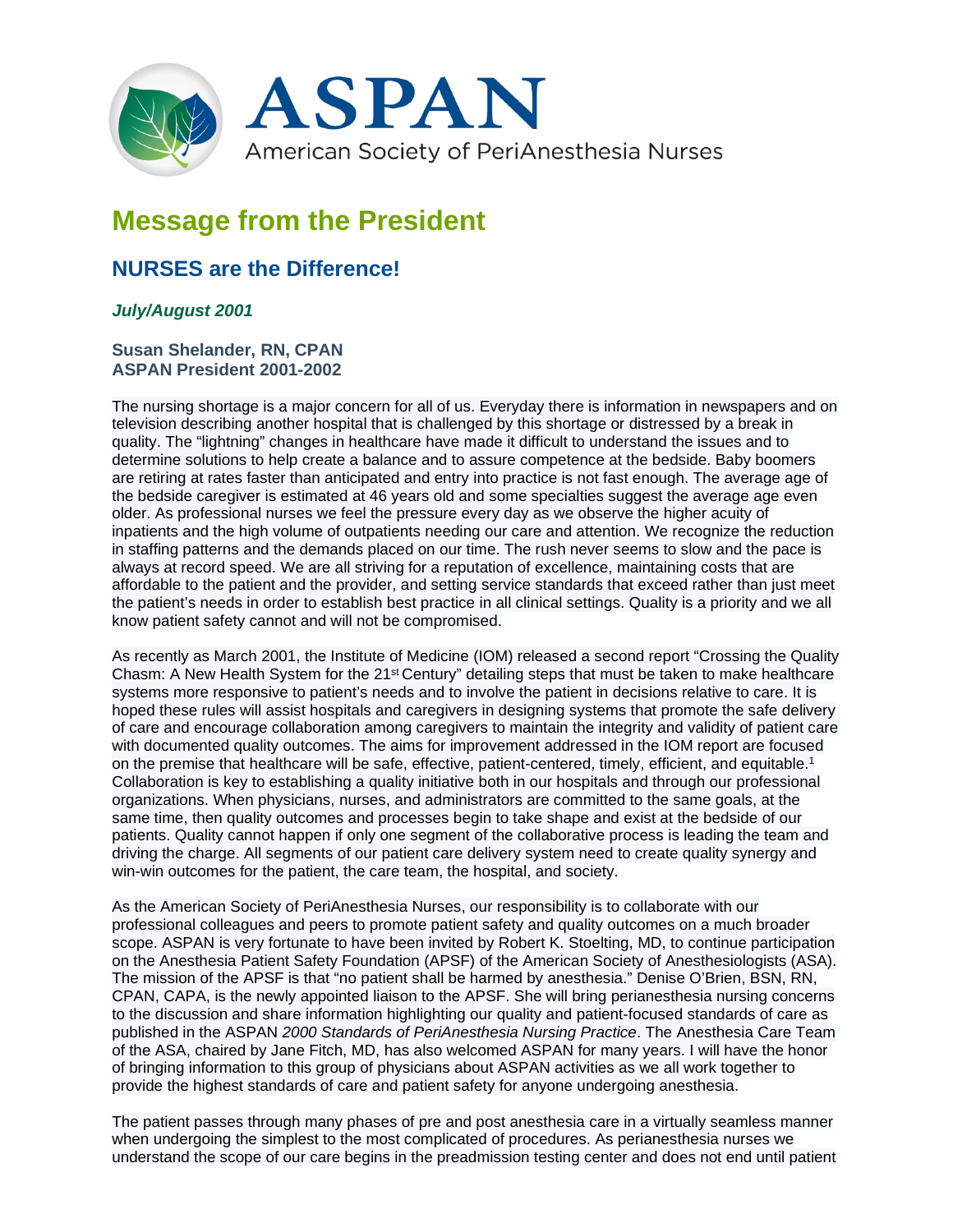ASPAN

American Society of PeriAnesthesia Nurses

# Message from the President

## NURSES are the Difference!

### *July/August 2001*

**Susan Shelander, RN, CPAN**
**ASPAN President 2001-2002**

The nursing shortage is a major concern for all of us. Everyday there is information in newspapers and on television describing another hospital that is challenged by this shortage or distressed by a break in quality. The "lightning" changes in healthcare have made it difficult to understand the issues and to determine solutions to help create a balance and to assure competence at the bedside. Baby boomers are retiring at rates faster than anticipated and entry into practice is not fast enough. The average age of the bedside caregiver is estimated at 46 years old and some specialties suggest the average age even older. As professional nurses we feel the pressure every day as we observe the higher acuity of inpatients and the high volume of outpatients needing our care and attention. We recognize the reduction in staffing patterns and the demands placed on our time. The rush never seems to slow and the pace is always at record speed. We are all striving for a reputation of excellence, maintaining costs that are affordable to the patient and the provider, and setting service standards that exceed rather than just meet the patient's needs in order to establish best practice in all clinical settings. Quality is a priority and we all know patient safety cannot and will not be compromised.

As recently as March 2001, the Institute of Medicine (IOM) released a second report "Crossing the Quality Chasm: A New Health System for the 21st Century" detailing steps that must be taken to make healthcare systems more responsive to patient's needs and to involve the patient in decisions relative to care. It is hoped these rules will assist hospitals and caregivers in designing systems that promote the safe delivery of care and encourage collaboration among caregivers to maintain the integrity and validity of patient care with documented quality outcomes. The aims for improvement addressed in the IOM report are focused on the premise that healthcare will be safe, effective, patient-centered, timely, efficient, and equitable.[1] Collaboration is key to establishing a quality initiative both in our hospitals and through our professional organizations. When physicians, nurses, and administrators are committed to the same goals, at the same time, then quality outcomes and processes begin to take shape and exist at the bedside of our patients. Quality cannot happen if only one segment of the collaborative process is leading the team and driving the charge. All segments of our patient care delivery system need to create quality synergy and win-win outcomes for the patient, the care team, the hospital, and society.

As the American Society of PeriAnesthesia Nurses, our responsibility is to collaborate with our professional colleagues and peers to promote patient safety and quality outcomes on a much broader scope. ASPAN is very fortunate to have been invited by Robert K. Stoelting, MD, to continue participation on the Anesthesia Patient Safety Foundation (APSF) of the American Society of Anesthesiologists (ASA). The mission of the APSF is that "no patient shall be harmed by anesthesia." Denise O'Brien, BSN, RN, CPAN, CAPA, is the newly appointed liaison to the APSF. She will bring perianesthesia nursing concerns to the discussion and share information highlighting our quality and patient-focused standards of care as published in the ASPAN *2000 Standards of PeriAnesthesia Nursing Practice*. The Anesthesia Care Team of the ASA, chaired by Jane Fitch, MD, has also welcomed ASPAN for many years. I will have the honor of bringing information to this group of physicians about ASPAN activities as we all work together to provide the highest standards of care and patient safety for anyone undergoing anesthesia.

The patient passes through many phases of pre and post anesthesia care in a virtually seamless manner when undergoing the simplest to the most complicated of procedures. As perianesthesia nurses we understand the scope of our care begins in the preadmission testing center and does not end until patient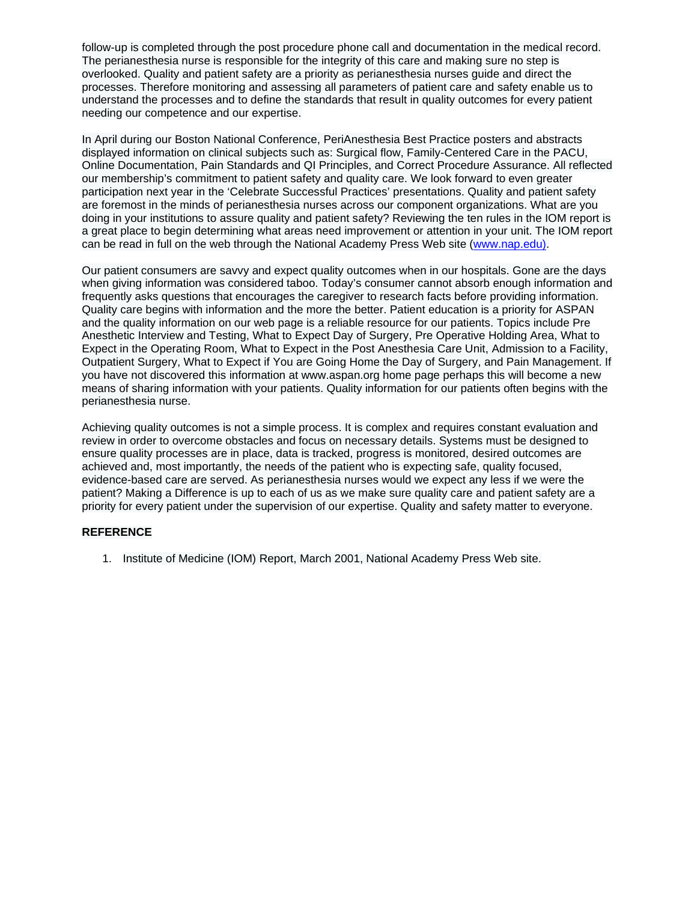follow-up is completed through the post procedure phone call and documentation in the medical record. The perianesthesia nurse is responsible for the integrity of this care and making sure no step is overlooked. Quality and patient safety are a priority as perianesthesia nurses guide and direct the processes. Therefore monitoring and assessing all parameters of patient care and safety enable us to understand the processes and to define the standards that result in quality outcomes for every patient needing our competence and our expertise.

In April during our Boston National Conference, PeriAnesthesia Best Practice posters and abstracts displayed information on clinical subjects such as: Surgical flow, Family-Centered Care in the PACU, Online Documentation, Pain Standards and QI Principles, and Correct Procedure Assurance. All reflected our membership's commitment to patient safety and quality care. We look forward to even greater participation next year in the 'Celebrate Successful Practices' presentations. Quality and patient safety are foremost in the minds of perianesthesia nurses across our component organizations. What are you doing in your institutions to assure quality and patient safety? Reviewing the ten rules in the IOM report is a great place to begin determining what areas need improvement or attention in your unit. The IOM report can be read in full on the web through the National Academy Press Web site (www.nap.edu).

Our patient consumers are savvy and expect quality outcomes when in our hospitals. Gone are the days when giving information was considered taboo. Today's consumer cannot absorb enough information and frequently asks questions that encourages the caregiver to research facts before providing information. Quality care begins with information and the more the better. Patient education is a priority for ASPAN and the quality information on our web page is a reliable resource for our patients. Topics include Pre Anesthetic Interview and Testing, What to Expect Day of Surgery, Pre Operative Holding Area, What to Expect in the Operating Room, What to Expect in the Post Anesthesia Care Unit, Admission to a Facility, Outpatient Surgery, What to Expect if You are Going Home the Day of Surgery, and Pain Management. If you have not discovered this information at www.aspan.org home page perhaps this will become a new means of sharing information with your patients. Quality information for our patients often begins with the perianesthesia nurse.

Achieving quality outcomes is not a simple process. It is complex and requires constant evaluation and review in order to overcome obstacles and focus on necessary details. Systems must be designed to ensure quality processes are in place, data is tracked, progress is monitored, desired outcomes are achieved and, most importantly, the needs of the patient who is expecting safe, quality focused, evidence-based care are served. As perianesthesia nurses would we expect any less if we were the patient? Making a Difference is up to each of us as we make sure quality care and patient safety are a priority for every patient under the supervision of our expertise. Quality and safety matter to everyone.

**REFERENCE**

1. Institute of Medicine (IOM) Report, March 2001, National Academy Press Web site.